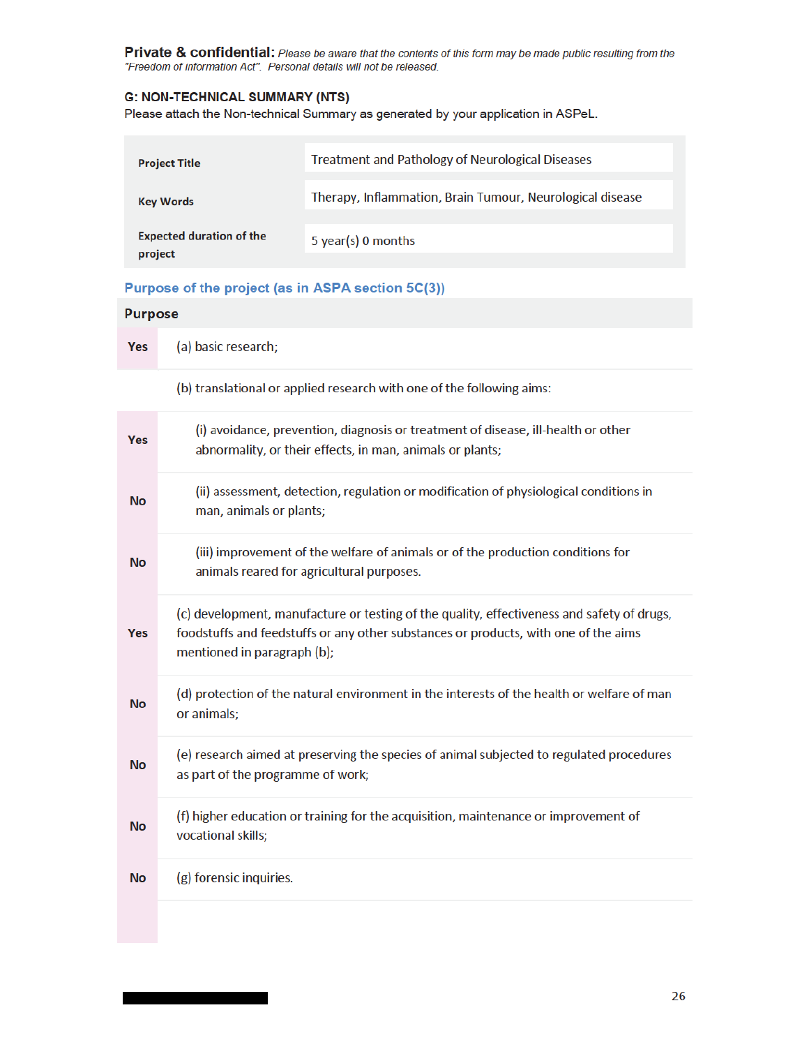**Private & confidential:** *Please be aware that the contents of this form may be made public resulting from the "Freedom of information Act". Personal details will not be released.*

**G: NON-TECHNICAL SUMMARY (NTS)**

Please attach the Non-technical Summary as generated by your application in ASPeL.

| | |
|---|---|
| **Project Title** | Treatment and Pathology of Neurological Diseases |
| **Key Words** | Therapy, Inflammation, Brain Tumour, Neurological disease |
| **Expected duration of the project** | 5 year(s) 0 months |

## Purpose of the project (as in ASPA section 5C(3))

| Purpose | |
|---|---|
| **Yes** | (a) basic research; |
| | (b) translational or applied research with one of the following aims: |
| **Yes** | (i) avoidance, prevention, diagnosis or treatment of disease, ill-health or other abnormality, or their effects, in man, animals or plants; |
| **No** | (ii) assessment, detection, regulation or modification of physiological conditions in man, animals or plants; |
| **No** | (iii) improvement of the welfare of animals or of the production conditions for animals reared for agricultural purposes. |
| **Yes** | (c) development, manufacture or testing of the quality, effectiveness and safety of drugs, foodstuffs and feedstuffs or any other substances or products, with one of the aims mentioned in paragraph (b); |
| **No** | (d) protection of the natural environment in the interests of the health or welfare of man or animals; |
| **No** | (e) research aimed at preserving the species of animal subjected to regulated procedures as part of the programme of work; |
| **No** | (f) higher education or training for the acquisition, maintenance or improvement of vocational skills; |
| **No** | (g) forensic inquiries. |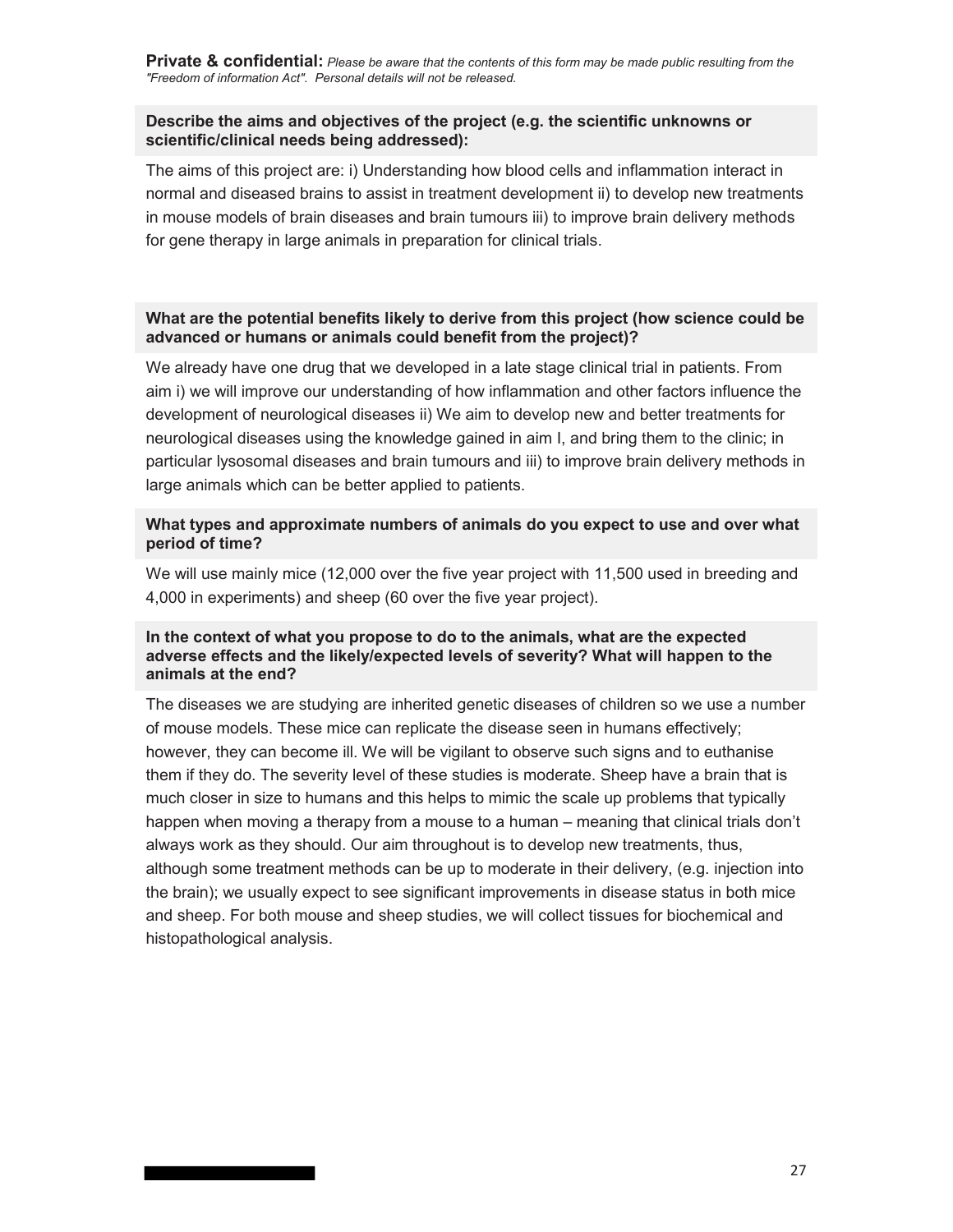**Private & confidential:** *Please be aware that the contents of this form may be made public resulting from the "Freedom of information Act". Personal details will not be released.*

**Describe the aims and objectives of the project (e.g. the scientific unknowns or scientific/clinical needs being addressed):**

The aims of this project are: i) Understanding how blood cells and inflammation interact in normal and diseased brains to assist in treatment development ii) to develop new treatments in mouse models of brain diseases and brain tumours iii) to improve brain delivery methods for gene therapy in large animals in preparation for clinical trials.

**What are the potential benefits likely to derive from this project (how science could be advanced or humans or animals could benefit from the project)?**

We already have one drug that we developed in a late stage clinical trial in patients. From aim i) we will improve our understanding of how inflammation and other factors influence the development of neurological diseases ii) We aim to develop new and better treatments for neurological diseases using the knowledge gained in aim I, and bring them to the clinic; in particular lysosomal diseases and brain tumours and iii) to improve brain delivery methods in large animals which can be better applied to patients.

**What types and approximate numbers of animals do you expect to use and over what period of time?**

We will use mainly mice (12,000 over the five year project with 11,500 used in breeding and 4,000 in experiments) and sheep (60 over the five year project).

**In the context of what you propose to do to the animals, what are the expected adverse effects and the likely/expected levels of severity? What will happen to the animals at the end?**

The diseases we are studying are inherited genetic diseases of children so we use a number of mouse models. These mice can replicate the disease seen in humans effectively; however, they can become ill. We will be vigilant to observe such signs and to euthanise them if they do. The severity level of these studies is moderate. Sheep have a brain that is much closer in size to humans and this helps to mimic the scale up problems that typically happen when moving a therapy from a mouse to a human – meaning that clinical trials don't always work as they should. Our aim throughout is to develop new treatments, thus, although some treatment methods can be up to moderate in their delivery, (e.g. injection into the brain); we usually expect to see significant improvements in disease status in both mice and sheep. For both mouse and sheep studies, we will collect tissues for biochemical and histopathological analysis.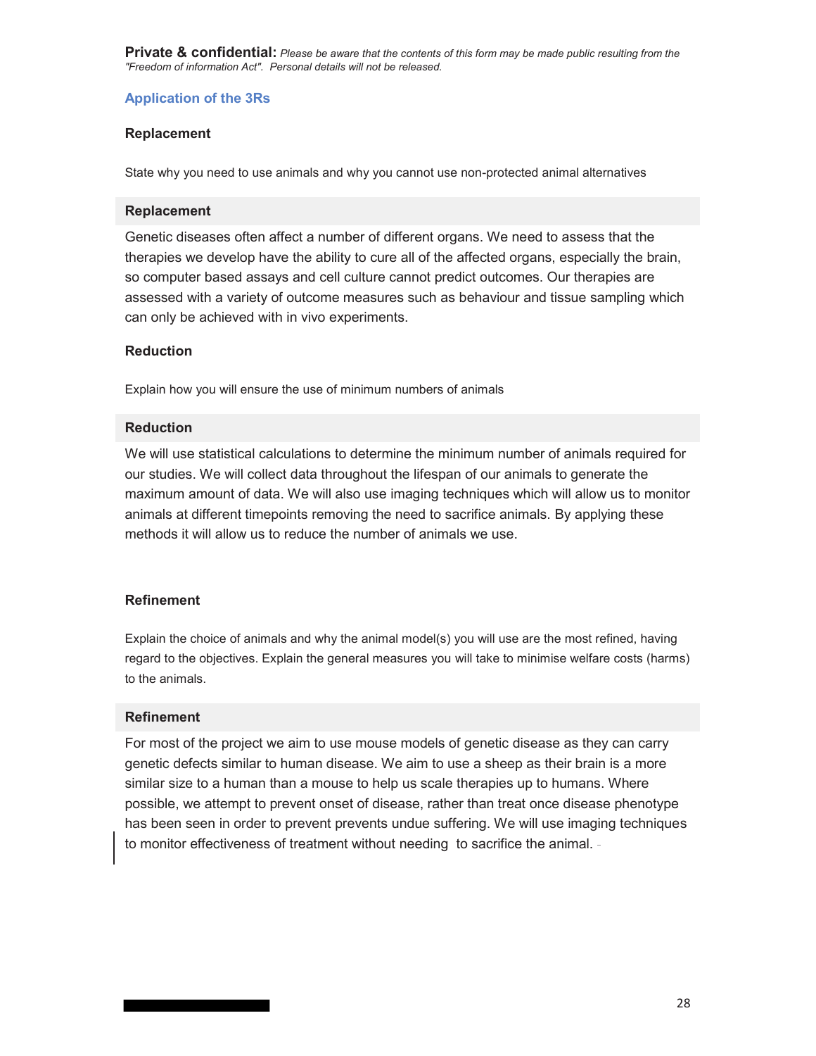**Private & confidential:** *Please be aware that the contents of this form may be made public resulting from the "Freedom of information Act". Personal details will not be released.*

## Application of the 3Rs

### Replacement

State why you need to use animals and why you cannot use non-protected animal alternatives

**Replacement**

Genetic diseases often affect a number of different organs. We need to assess that the therapies we develop have the ability to cure all of the affected organs, especially the brain, so computer based assays and cell culture cannot predict outcomes. Our therapies are assessed with a variety of outcome measures such as behaviour and tissue sampling which can only be achieved with in vivo experiments.

### Reduction

Explain how you will ensure the use of minimum numbers of animals

**Reduction**

We will use statistical calculations to determine the minimum number of animals required for our studies. We will collect data throughout the lifespan of our animals to generate the maximum amount of data. We will also use imaging techniques which will allow us to monitor animals at different timepoints removing the need to sacrifice animals. By applying these methods it will allow us to reduce the number of animals we use.

### Refinement

Explain the choice of animals and why the animal model(s) you will use are the most refined, having regard to the objectives. Explain the general measures you will take to minimise welfare costs (harms) to the animals.

**Refinement**

For most of the project we aim to use mouse models of genetic disease as they can carry genetic defects similar to human disease. We aim to use a sheep as their brain is a more similar size to a human than a mouse to help us scale therapies up to humans. Where possible, we attempt to prevent onset of disease, rather than treat once disease phenotype has been seen in order to prevent prevents undue suffering. We will use imaging techniques to monitor effectiveness of treatment without needing to sacrifice the animal.